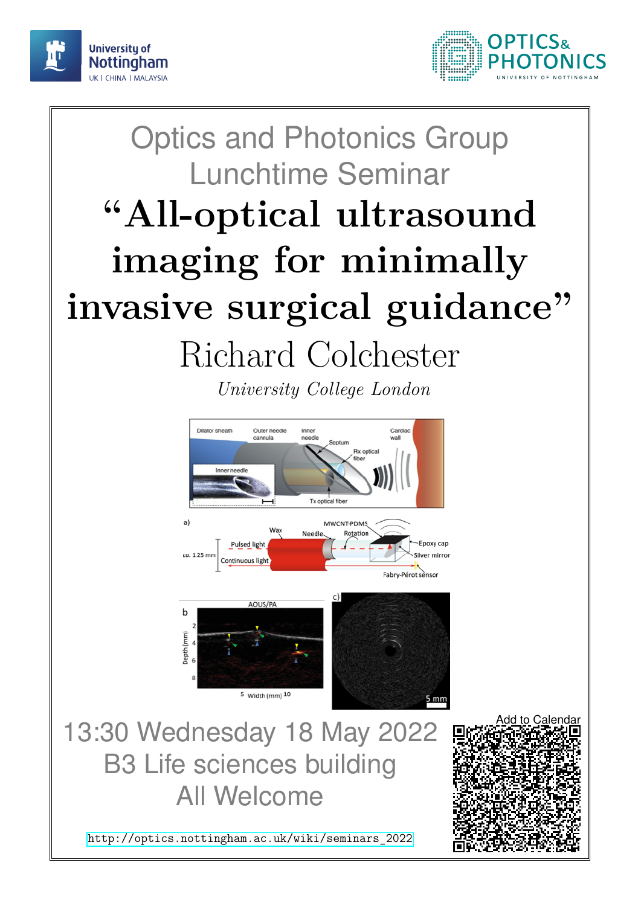# Optics and Photonics Group Lunchtime Seminar

# "All-optical ultrasound imaging for minimally invasive surgical guidance"

## Richard Colchester

*University College London*

13:30 Wednesday 18 May 2022
B3 Life sciences building
All Welcome

Add to Calendar

http://optics.nottingham.ac.uk/wiki/seminars_2022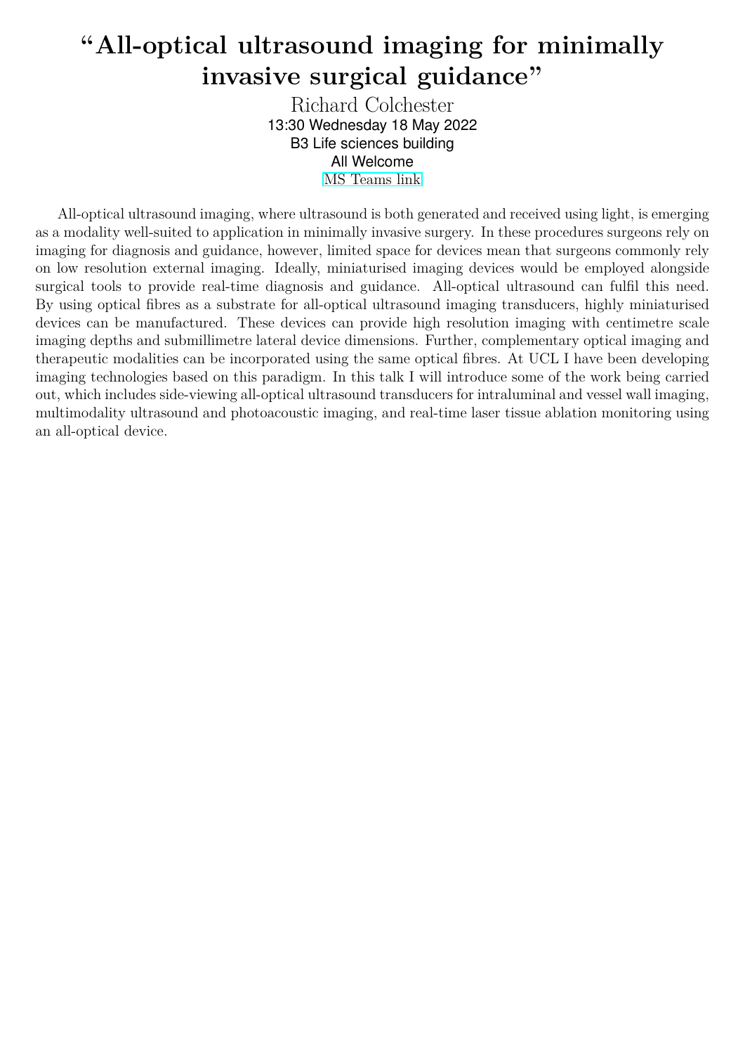# "All-optical ultrasound imaging for minimally invasive surgical guidance"

Richard Colchester

13:30 Wednesday 18 May 2022

B3 Life sciences building

All Welcome

MS Teams link

All-optical ultrasound imaging, where ultrasound is both generated and received using light, is emerging as a modality well-suited to application in minimally invasive surgery. In these procedures surgeons rely on imaging for diagnosis and guidance, however, limited space for devices mean that surgeons commonly rely on low resolution external imaging. Ideally, miniaturised imaging devices would be employed alongside surgical tools to provide real-time diagnosis and guidance. All-optical ultrasound can fulfil this need. By using optical fibres as a substrate for all-optical ultrasound imaging transducers, highly miniaturised devices can be manufactured. These devices can provide high resolution imaging with centimetre scale imaging depths and submillimetre lateral device dimensions. Further, complementary optical imaging and therapeutic modalities can be incorporated using the same optical fibres. At UCL I have been developing imaging technologies based on this paradigm. In this talk I will introduce some of the work being carried out, which includes side-viewing all-optical ultrasound transducers for intraluminal and vessel wall imaging, multimodality ultrasound and photoacoustic imaging, and real-time laser tissue ablation monitoring using an all-optical device.